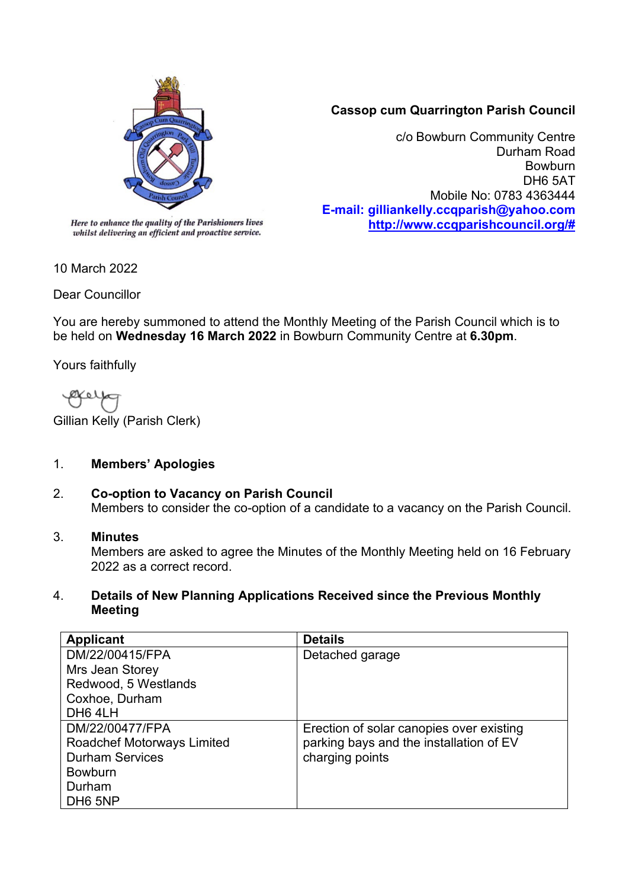*Here to enhance the quality of the Parishioners lives whilst delivering an efficient and proactive service.*

**Cassop cum Quarrington Parish Council**

c/o Bowburn Community Centre
Durham Road
Bowburn
DH6 5AT
Mobile No: 0783 4363444
**E-mail: gilliankelly.ccqparish@yahoo.com**
**http://www.ccqparishcouncil.org/#**

10 March 2022

Dear Councillor

You are hereby summoned to attend the Monthly Meeting of the Parish Council which is to be held on **Wednesday 16 March 2022** in Bowburn Community Centre at **6.30pm**.

Yours faithfully

Gillian Kelly (Parish Clerk)

1. **Members' Apologies**

2. **Co-option to Vacancy on Parish Council**
   Members to consider the co-option of a candidate to a vacancy on the Parish Council.

3. **Minutes**
   Members are asked to agree the Minutes of the Monthly Meeting held on 16 February 2022 as a correct record.

4. **Details of New Planning Applications Received since the Previous Monthly Meeting**

| Applicant | Details |
|---|---|
| DM/22/00415/FPA<br>Mrs Jean Storey<br>Redwood, 5 Westlands<br>Coxhoe, Durham<br>DH6 4LH | Detached garage |
| DM/22/00477/FPA<br>Roadchef Motorways Limited<br>Durham Services<br>Bowburn<br>Durham<br>DH6 5NP | Erection of solar canopies over existing parking bays and the installation of EV charging points |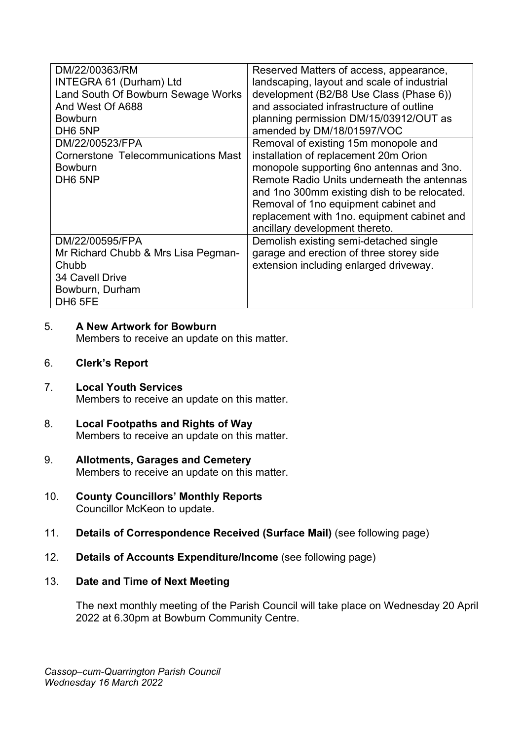| | |
|---|---|
| DM/22/00363/RM<br>INTEGRA 61 (Durham) Ltd<br>Land South Of Bowburn Sewage Works And West Of A688<br>Bowburn<br>DH6 5NP | Reserved Matters of access, appearance, landscaping, layout and scale of industrial development (B2/B8 Use Class (Phase 6)) and associated infrastructure of outline planning permission DM/15/03912/OUT as amended by DM/18/01597/VOC |
| DM/22/00523/FPA<br>Cornerstone Telecommunications Mast<br>Bowburn<br>DH6 5NP | Removal of existing 15m monopole and installation of replacement 20m Orion monopole supporting 6no antennas and 3no. Remote Radio Units underneath the antennas and 1no 300mm existing dish to be relocated. Removal of 1no equipment cabinet and replacement with 1no. equipment cabinet and ancillary development thereto. |
| DM/22/00595/FPA<br>Mr Richard Chubb & Mrs Lisa Pegman-Chubb<br>34 Cavell Drive<br>Bowburn, Durham<br>DH6 5FE | Demolish existing semi-detached single garage and erection of three storey side extension including enlarged driveway. |

5. **A New Artwork for Bowburn**
   Members to receive an update on this matter.

6. **Clerk's Report**

7. **Local Youth Services**
   Members to receive an update on this matter.

8. **Local Footpaths and Rights of Way**
   Members to receive an update on this matter.

9. **Allotments, Garages and Cemetery**
   Members to receive an update on this matter.

10. **County Councillors' Monthly Reports**
    Councillor McKeon to update.

11. **Details of Correspondence Received (Surface Mail)** (see following page)

12. **Details of Accounts Expenditure/Income** (see following page)

13. **Date and Time of Next Meeting**

    The next monthly meeting of the Parish Council will take place on Wednesday 20 April 2022 at 6.30pm at Bowburn Community Centre.